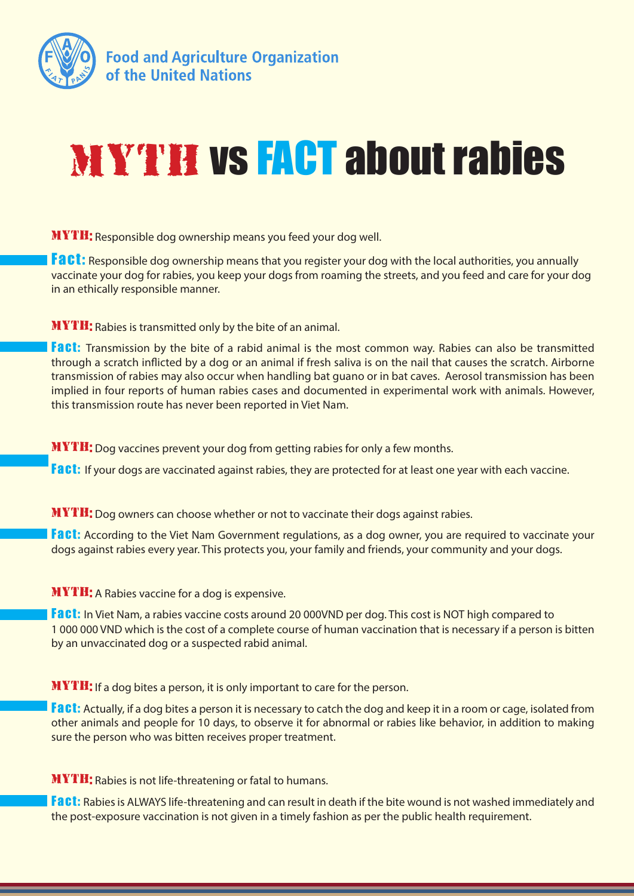Food and Agriculture Organization of the United Nations

# MYTH vs FACT about rabies

**MYTH:** Responsible dog ownership means you feed your dog well.

**Fact:** Responsible dog ownership means that you register your dog with the local authorities, you annually vaccinate your dog for rabies, you keep your dogs from roaming the streets, and you feed and care for your dog in an ethically responsible manner.

**MYTH:** Rabies is transmitted only by the bite of an animal.

**Fact:** Transmission by the bite of a rabid animal is the most common way. Rabies can also be transmitted through a scratch inflicted by a dog or an animal if fresh saliva is on the nail that causes the scratch. Airborne transmission of rabies may also occur when handling bat guano or in bat caves. Aerosol transmission has been implied in four reports of human rabies cases and documented in experimental work with animals. However, this transmission route has never been reported in Viet Nam.

**MYTH:** Dog vaccines prevent your dog from getting rabies for only a few months.

**Fact:** If your dogs are vaccinated against rabies, they are protected for at least one year with each vaccine.

**MYTH:** Dog owners can choose whether or not to vaccinate their dogs against rabies.

**Fact:** According to the Viet Nam Government regulations, as a dog owner, you are required to vaccinate your dogs against rabies every year. This protects you, your family and friends, your community and your dogs.

**MYTH:** A Rabies vaccine for a dog is expensive.

**Fact:** In Viet Nam, a rabies vaccine costs around 20 000VND per dog. This cost is NOT high compared to 1 000 000 VND which is the cost of a complete course of human vaccination that is necessary if a person is bitten by an unvaccinated dog or a suspected rabid animal.

**MYTH:** If a dog bites a person, it is only important to care for the person.

**Fact:** Actually, if a dog bites a person it is necessary to catch the dog and keep it in a room or cage, isolated from other animals and people for 10 days, to observe it for abnormal or rabies like behavior, in addition to making sure the person who was bitten receives proper treatment.

**MYTH:** Rabies is not life-threatening or fatal to humans.

**Fact:** Rabies is ALWAYS life-threatening and can result in death if the bite wound is not washed immediately and the post-exposure vaccination is not given in a timely fashion as per the public health requirement.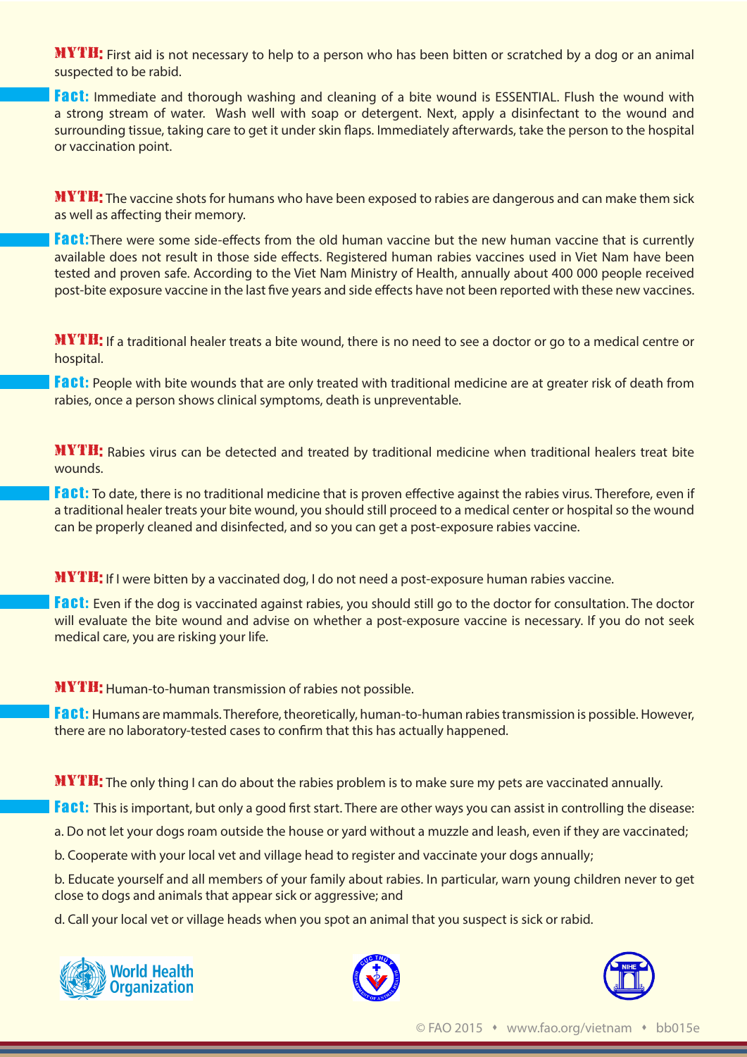**MYTH:** First aid is not necessary to help to a person who has been bitten or scratched by a dog or an animal suspected to be rabid.

**Fact:** Immediate and thorough washing and cleaning of a bite wound is ESSENTIAL. Flush the wound with a strong stream of water. Wash well with soap or detergent. Next, apply a disinfectant to the wound and surrounding tissue, taking care to get it under skin flaps. Immediately afterwards, take the person to the hospital or vaccination point.

**MYTH:** The vaccine shots for humans who have been exposed to rabies are dangerous and can make them sick as well as affecting their memory.

**Fact:** There were some side-effects from the old human vaccine but the new human vaccine that is currently available does not result in those side effects. Registered human rabies vaccines used in Viet Nam have been tested and proven safe. According to the Viet Nam Ministry of Health, annually about 400 000 people received post-bite exposure vaccine in the last five years and side effects have not been reported with these new vaccines.

**MYTH:** If a traditional healer treats a bite wound, there is no need to see a doctor or go to a medical centre or hospital.

**Fact:** People with bite wounds that are only treated with traditional medicine are at greater risk of death from rabies, once a person shows clinical symptoms, death is unpreventable.

**MYTH:** Rabies virus can be detected and treated by traditional medicine when traditional healers treat bite wounds.

**Fact:** To date, there is no traditional medicine that is proven effective against the rabies virus. Therefore, even if a traditional healer treats your bite wound, you should still proceed to a medical center or hospital so the wound can be properly cleaned and disinfected, and so you can get a post-exposure rabies vaccine.

**MYTH:** If I were bitten by a vaccinated dog, I do not need a post-exposure human rabies vaccine.

**Fact:** Even if the dog is vaccinated against rabies, you should still go to the doctor for consultation. The doctor will evaluate the bite wound and advise on whether a post-exposure vaccine is necessary. If you do not seek medical care, you are risking your life.

**MYTH:** Human-to-human transmission of rabies not possible.

**Fact:** Humans are mammals. Therefore, theoretically, human-to-human rabies transmission is possible. However, there are no laboratory-tested cases to confirm that this has actually happened.

**MYTH:** The only thing I can do about the rabies problem is to make sure my pets are vaccinated annually.

**Fact:** This is important, but only a good first start. There are other ways you can assist in controlling the disease:

a. Do not let your dogs roam outside the house or yard without a muzzle and leash, even if they are vaccinated;

b. Cooperate with your local vet and village head to register and vaccinate your dogs annually;

b. Educate yourself and all members of your family about rabies. In particular, warn young children never to get close to dogs and animals that appear sick or aggressive; and

d. Call your local vet or village heads when you spot an animal that you suspect is sick or rabid.

World Health Organization

© FAO 2015 • www.fao.org/vietnam • bb015e